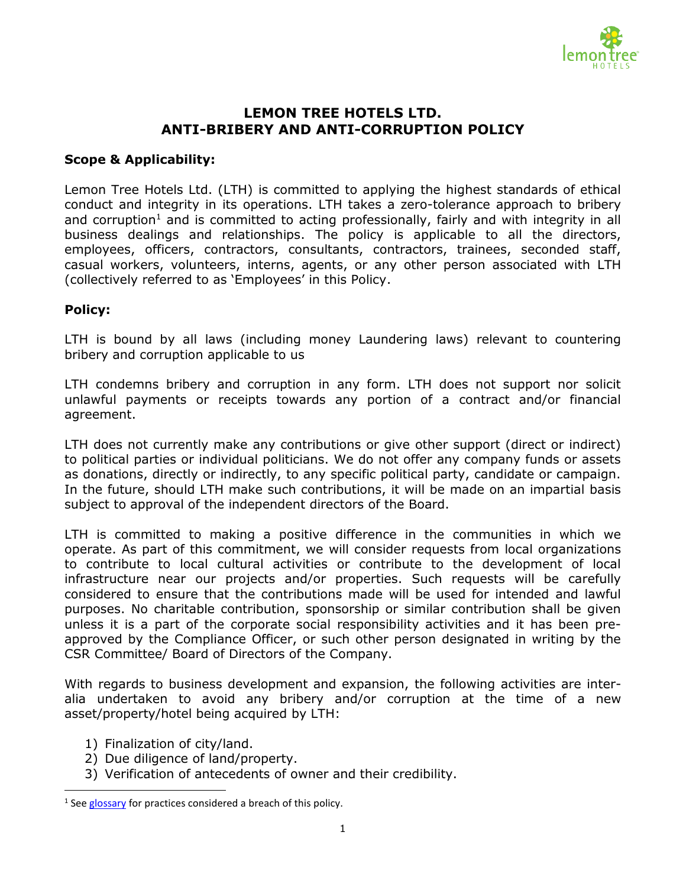# LEMON TREE HOTELS LTD.
# ANTI-BRIBERY AND ANTI-CORRUPTION POLICY

**Scope & Applicability:**

Lemon Tree Hotels Ltd. (LTH) is committed to applying the highest standards of ethical conduct and integrity in its operations. LTH takes a zero-tolerance approach to bribery and corruption[1] and is committed to acting professionally, fairly and with integrity in all business dealings and relationships. The policy is applicable to all the directors, employees, officers, contractors, consultants, contractors, trainees, seconded staff, casual workers, volunteers, interns, agents, or any other person associated with LTH (collectively referred to as 'Employees' in this Policy.

**Policy:**

LTH is bound by all laws (including money Laundering laws) relevant to countering bribery and corruption applicable to us

LTH condemns bribery and corruption in any form. LTH does not support nor solicit unlawful payments or receipts towards any portion of a contract and/or financial agreement.

LTH does not currently make any contributions or give other support (direct or indirect) to political parties or individual politicians. We do not offer any company funds or assets as donations, directly or indirectly, to any specific political party, candidate or campaign. In the future, should LTH make such contributions, it will be made on an impartial basis subject to approval of the independent directors of the Board.

LTH is committed to making a positive difference in the communities in which we operate. As part of this commitment, we will consider requests from local organizations to contribute to local cultural activities or contribute to the development of local infrastructure near our projects and/or properties. Such requests will be carefully considered to ensure that the contributions made will be used for intended and lawful purposes. No charitable contribution, sponsorship or similar contribution shall be given unless it is a part of the corporate social responsibility activities and it has been pre-approved by the Compliance Officer, or such other person designated in writing by the CSR Committee/ Board of Directors of the Company.

With regards to business development and expansion, the following activities are inter-alia undertaken to avoid any bribery and/or corruption at the time of a new asset/property/hotel being acquired by LTH:

1) Finalization of city/land.
2) Due diligence of land/property.
3) Verification of antecedents of owner and their credibility.

[1] See glossary for practices considered a breach of this policy.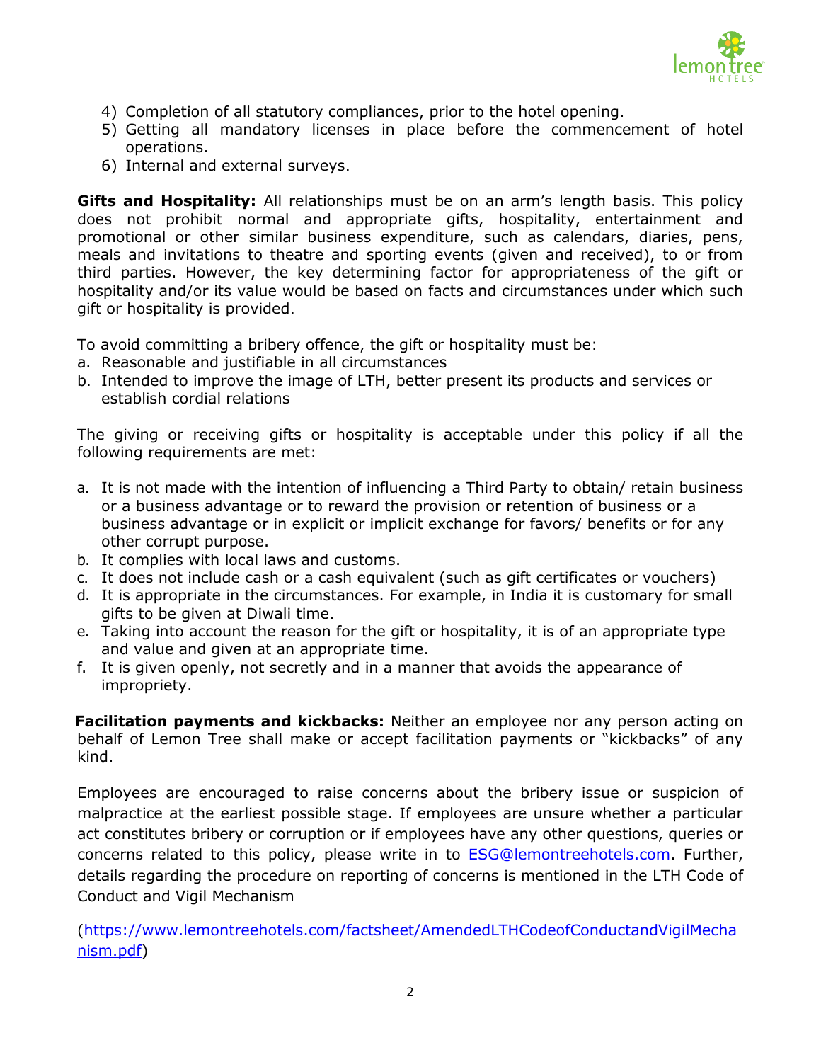4) Completion of all statutory compliances, prior to the hotel opening.
5) Getting all mandatory licenses in place before the commencement of hotel operations.
6) Internal and external surveys.

**Gifts and Hospitality:** All relationships must be on an arm's length basis. This policy does not prohibit normal and appropriate gifts, hospitality, entertainment and promotional or other similar business expenditure, such as calendars, diaries, pens, meals and invitations to theatre and sporting events (given and received), to or from third parties. However, the key determining factor for appropriateness of the gift or hospitality and/or its value would be based on facts and circumstances under which such gift or hospitality is provided.

To avoid committing a bribery offence, the gift or hospitality must be:

a. Reasonable and justifiable in all circumstances
b. Intended to improve the image of LTH, better present its products and services or establish cordial relations

The giving or receiving gifts or hospitality is acceptable under this policy if all the following requirements are met:

a. It is not made with the intention of influencing a Third Party to obtain/ retain business or a business advantage or to reward the provision or retention of business or a business advantage or in explicit or implicit exchange for favors/ benefits or for any other corrupt purpose.
b. It complies with local laws and customs.
c. It does not include cash or a cash equivalent (such as gift certificates or vouchers)
d. It is appropriate in the circumstances. For example, in India it is customary for small gifts to be given at Diwali time.
e. Taking into account the reason for the gift or hospitality, it is of an appropriate type and value and given at an appropriate time.
f. It is given openly, not secretly and in a manner that avoids the appearance of impropriety.

**Facilitation payments and kickbacks:** Neither an employee nor any person acting on behalf of Lemon Tree shall make or accept facilitation payments or "kickbacks" of any kind.

Employees are encouraged to raise concerns about the bribery issue or suspicion of malpractice at the earliest possible stage. If employees are unsure whether a particular act constitutes bribery or corruption or if employees have any other questions, queries or concerns related to this policy, please write in to ESG@lemontreehotels.com. Further, details regarding the procedure on reporting of concerns is mentioned in the LTH Code of Conduct and Vigil Mechanism

(https://www.lemontreehotels.com/factsheet/AmendedLTHCodeofConductandVigilMechanism.pdf)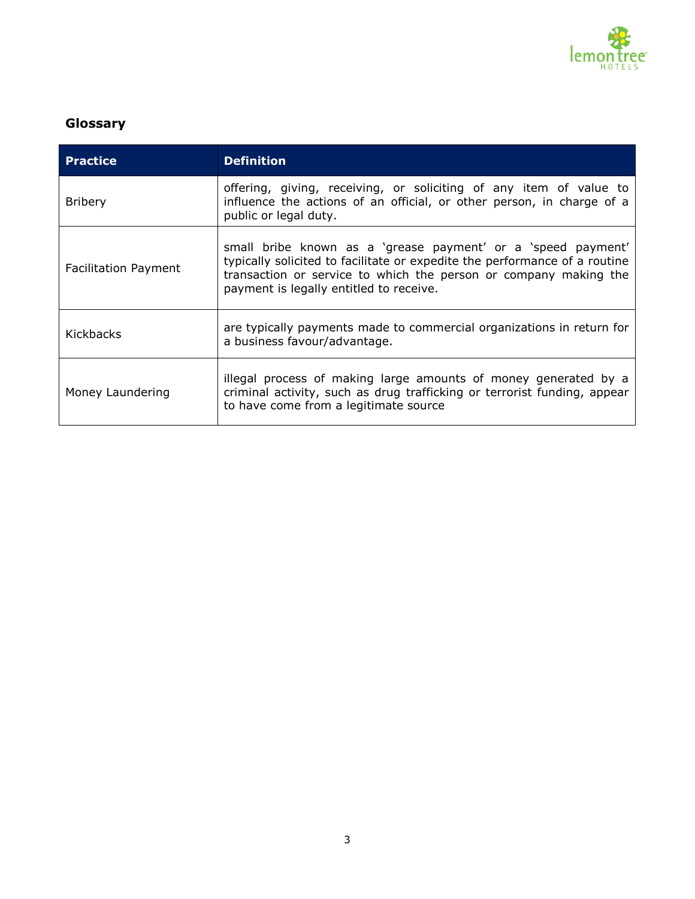## Glossary

| Practice | Definition |
|---|---|
| Bribery | offering, giving, receiving, or soliciting of any item of value to influence the actions of an official, or other person, in charge of a public or legal duty. |
| Facilitation Payment | small bribe known as a 'grease payment' or a 'speed payment' typically solicited to facilitate or expedite the performance of a routine transaction or service to which the person or company making the payment is legally entitled to receive. |
| Kickbacks | are typically payments made to commercial organizations in return for a business favour/advantage. |
| Money Laundering | illegal process of making large amounts of money generated by a criminal activity, such as drug trafficking or terrorist funding, appear to have come from a legitimate source |